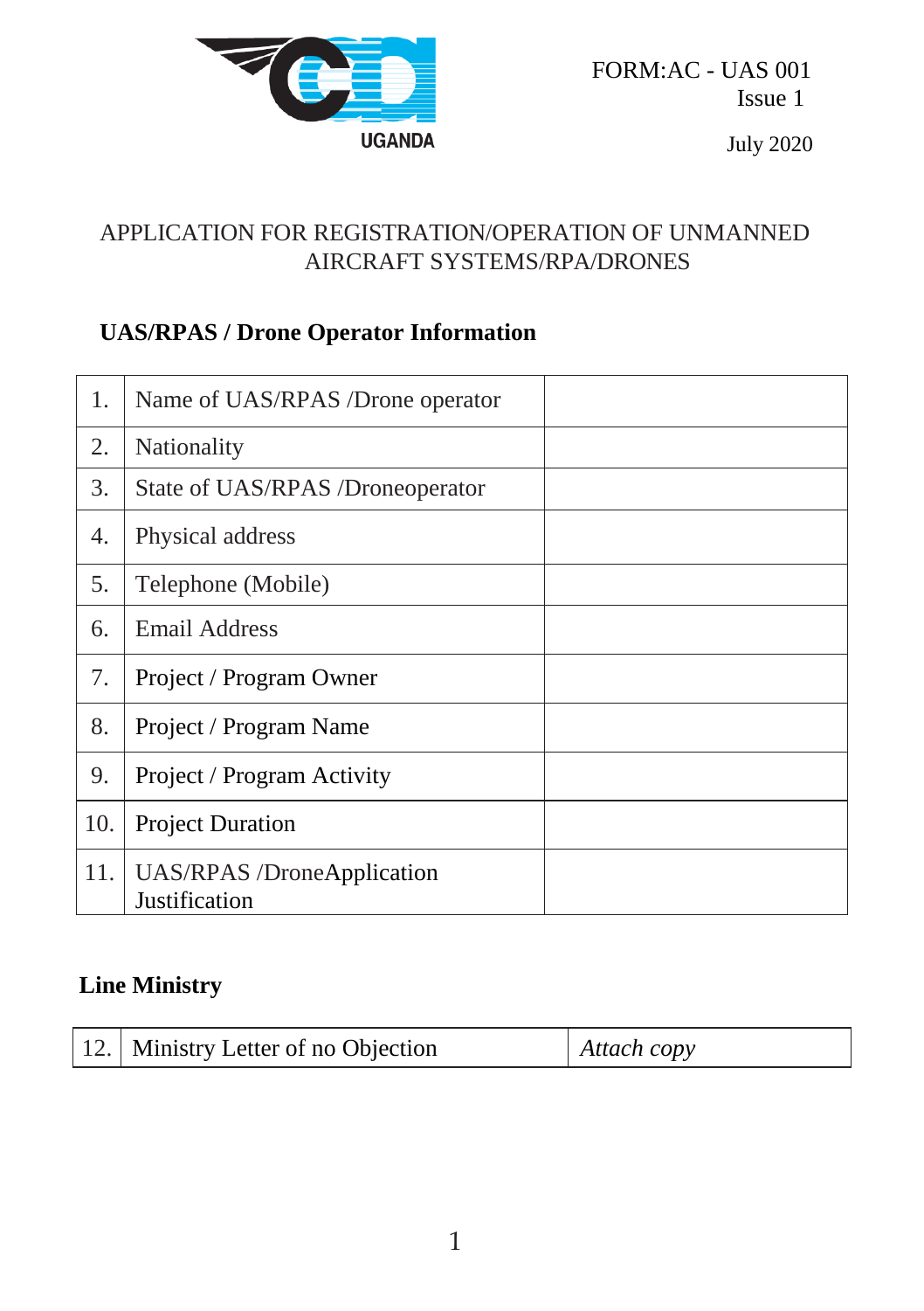FORM:AC - UAS 001
Issue 1

July 2020

# APPLICATION FOR REGISTRATION/OPERATION OF UNMANNED AIRCRAFT SYSTEMS/RPA/DRONES

## UAS/RPAS / Drone Operator Information

| | | |
|---|---|---|
| 1. | Name of UAS/RPAS /Drone operator | |
| 2. | Nationality | |
| 3. | State of UAS/RPAS /Droneoperator | |
| 4. | Physical address | |
| 5. | Telephone (Mobile) | |
| 6. | Email Address | |
| 7. | Project / Program Owner | |
| 8. | Project / Program Name | |
| 9. | Project / Program Activity | |
| 10. | Project Duration | |
| 11. | UAS/RPAS /DroneApplication Justification | |

## Line Ministry

| | | |
|---|---|---|
| 12. | Ministry Letter of no Objection | *Attach copy* |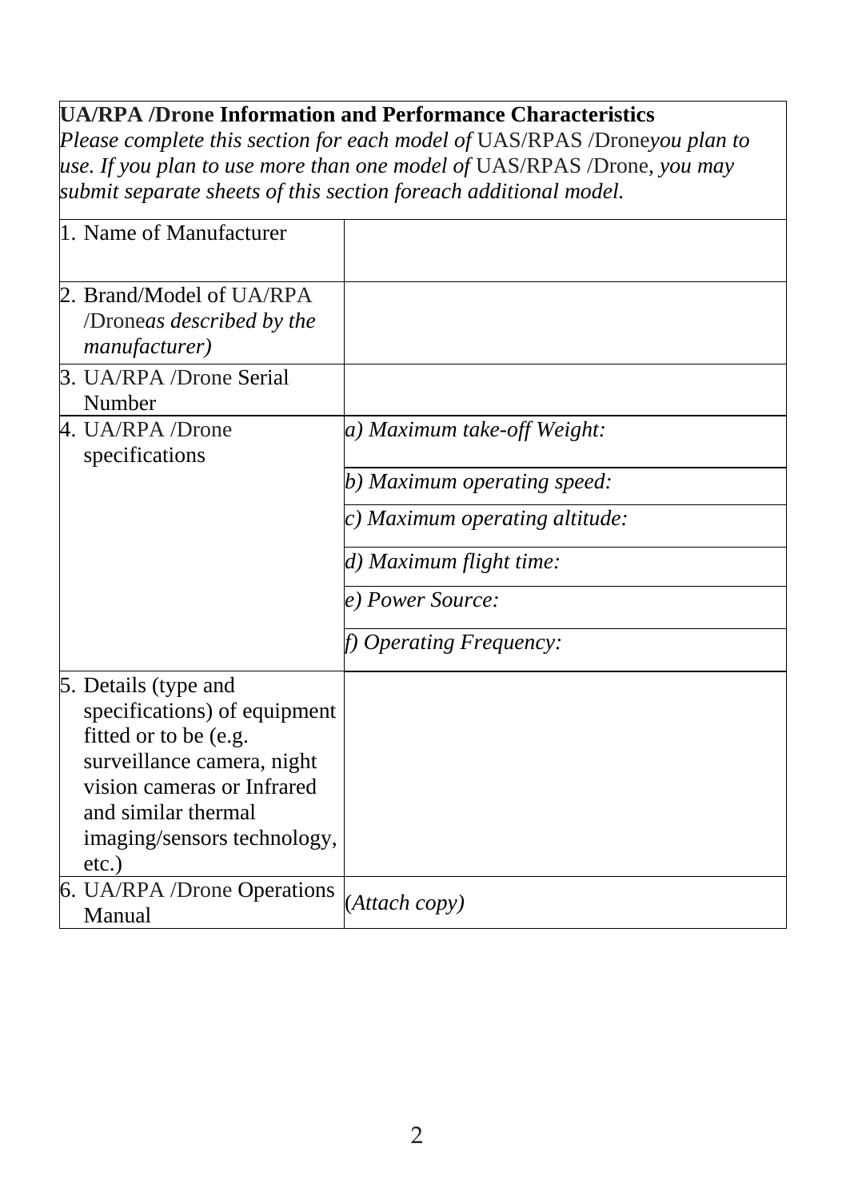**UA/RPA /Drone Information and Performance Characteristics**

*Please complete this section for each model of* UAS/RPAS /Drone*you plan to use. If you plan to use more than one model of* UAS/RPAS /Drone*, you may submit separate sheets of this section foreach additional model.*

| | |
|---|---|
| 1. Name of Manufacturer | |
| 2. Brand/Model of UA/RPA /Drone*as described by the manufacturer)* | |
| 3. UA/RPA /Drone Serial Number | |
| 4. UA/RPA /Drone specifications | *a) Maximum take-off Weight:* |
| | *b) Maximum operating speed:* |
| | *c) Maximum operating altitude:* |
| | *d) Maximum flight time:* |
| | *e) Power Source:* |
| | *f) Operating Frequency:* |
| 5. Details (type and specifications) of equipment fitted or to be (e.g. surveillance camera, night vision cameras or Infrared and similar thermal imaging/sensors technology, etc.) | |
| 6. UA/RPA /Drone Operations Manual | (*Attach copy)* |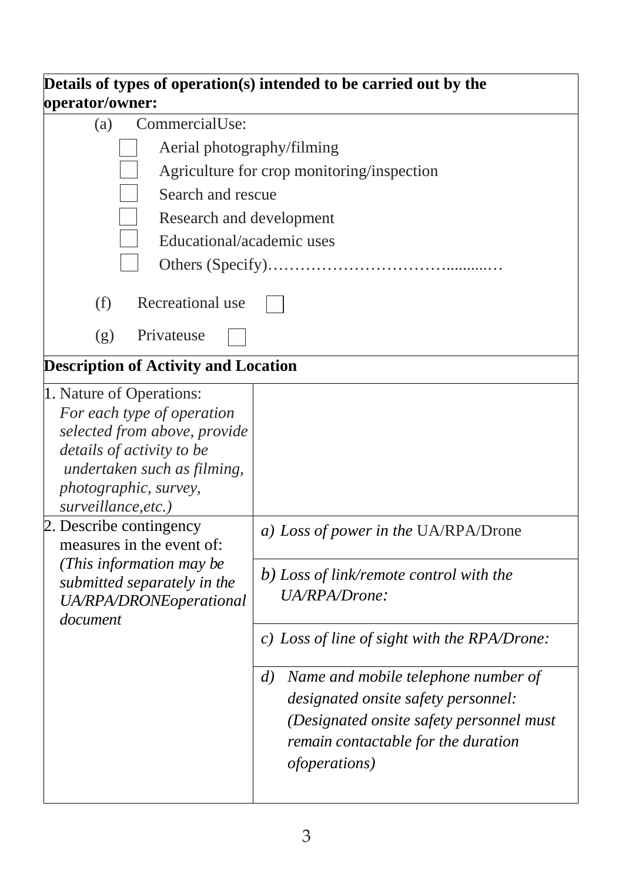**Details of types of operation(s) intended to be carried out by the operator/owner:**

(a) CommercialUse:

- ☐ Aerial photography/filming
- ☐ Agriculture for crop monitoring/inspection
- ☐ Search and rescue
- ☐ Research and development
- ☐ Educational/academic uses
- ☐ Others (Specify)………………………………...........…

(f) Recreational use ☐

(g) Privateuse ☐

**Description of Activity and Location**

| | |
|---|---|
| 1. Nature of Operations: *For each type of operation selected from above, provide details of activity to be undertaken such as filming, photographic, survey, surveillance,etc.)* | |
| 2. Describe contingency measures in the event of: *(This information may be submitted separately in the UA/RPA/DRONEoperational document* | *a) Loss of power in the* UA/RPA/Drone |
| | *b) Loss of link/remote control with the UA/RPA/Drone:* |
| | *c) Loss of line of sight with the RPA/Drone:* |
| | *d) Name and mobile telephone number of designated onsite safety personnel: (Designated onsite safety personnel must remain contactable for the duration ofoperations)* |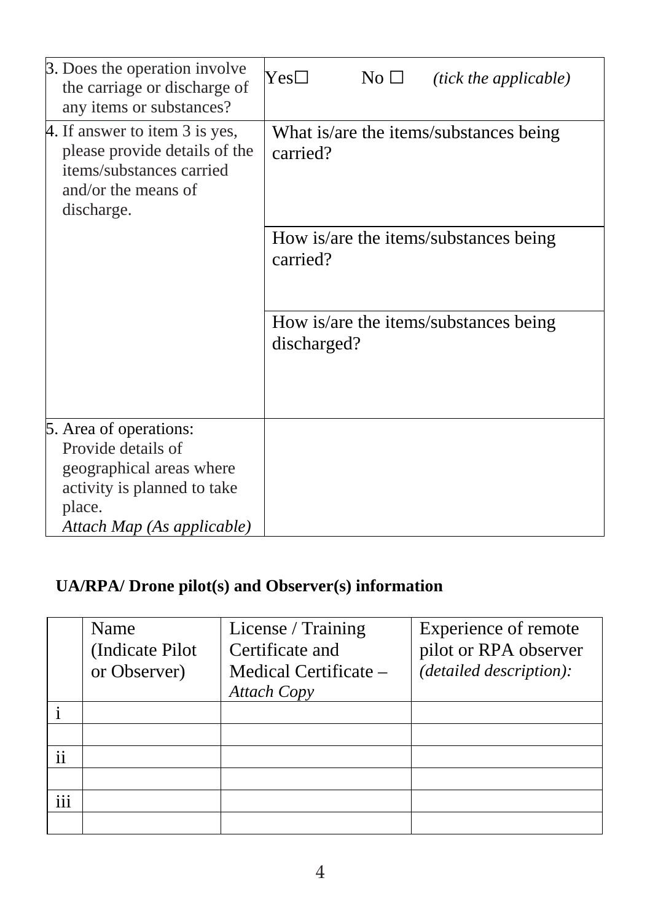| | |
|---|---|
| 3. Does the operation involve the carriage or discharge of any items or substances? | Yes☐ No ☐ *(tick the applicable)* |
| 4. If answer to item 3 is yes, please provide details of the items/substances carried and/or the means of discharge. | What is/are the items/substances being carried? |
| | How is/are the items/substances being carried? |
| | How is/are the items/substances being discharged? |
| 5. Area of operations: Provide details of geographical areas where activity is planned to take place. *Attach Map (As applicable)* | |

**UA/RPA/ Drone pilot(s) and Observer(s) information**

| | Name (Indicate Pilot or Observer) | License / Training Certificate and Medical Certificate – *Attach Copy* | Experience of remote pilot or RPA observer *(detailed description):* |
|---|---|---|---|
| i | | | |
| | | | |
| ii | | | |
| | | | |
| iii | | | |
| | | | |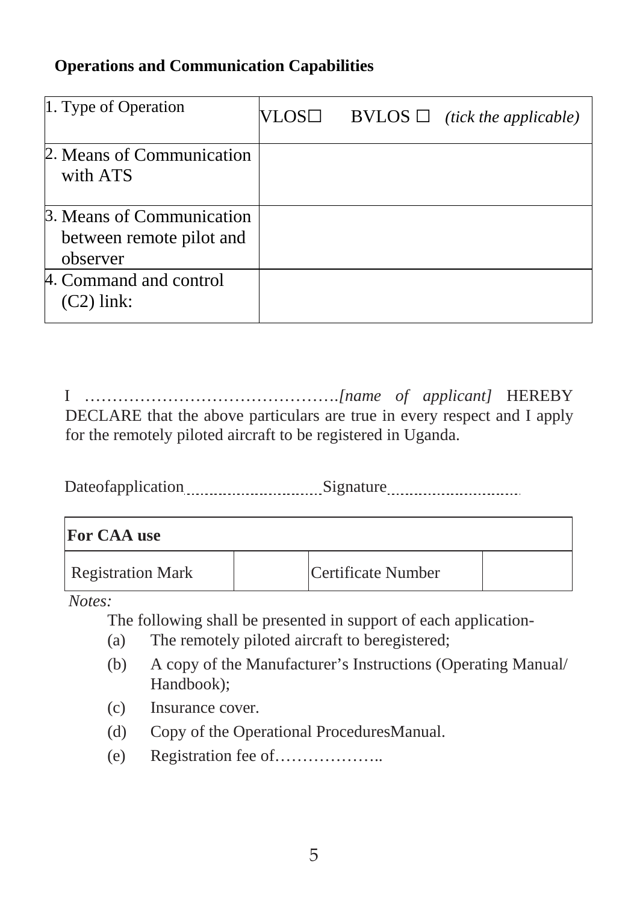**Operations and Communication Capabilities**

| | |
|---|---|
| 1. Type of Operation | VLOS☐ BVLOS ☐ *(tick the applicable)* |
| 2. Means of Communication with ATS | |
| 3. Means of Communication between remote pilot and observer | |
| 4. Command and control (C2) link: | |

I ……………………………………….*[name of applicant]* HEREBY DECLARE that the above particulars are true in every respect and I apply for the remotely piloted aircraft to be registered in Uganda.

Dateofapplication.............................. Signature..............................

| **For CAA use** | | | |
|---|---|---|---|
| Registration Mark | | Certificate Number | |

*Notes:*

The following shall be presented in support of each application-

(a) The remotely piloted aircraft to beregistered;

(b) A copy of the Manufacturer's Instructions (Operating Manual/ Handbook);

(c) Insurance cover.

(d) Copy of the Operational ProceduresManual.

(e) Registration fee of………………..